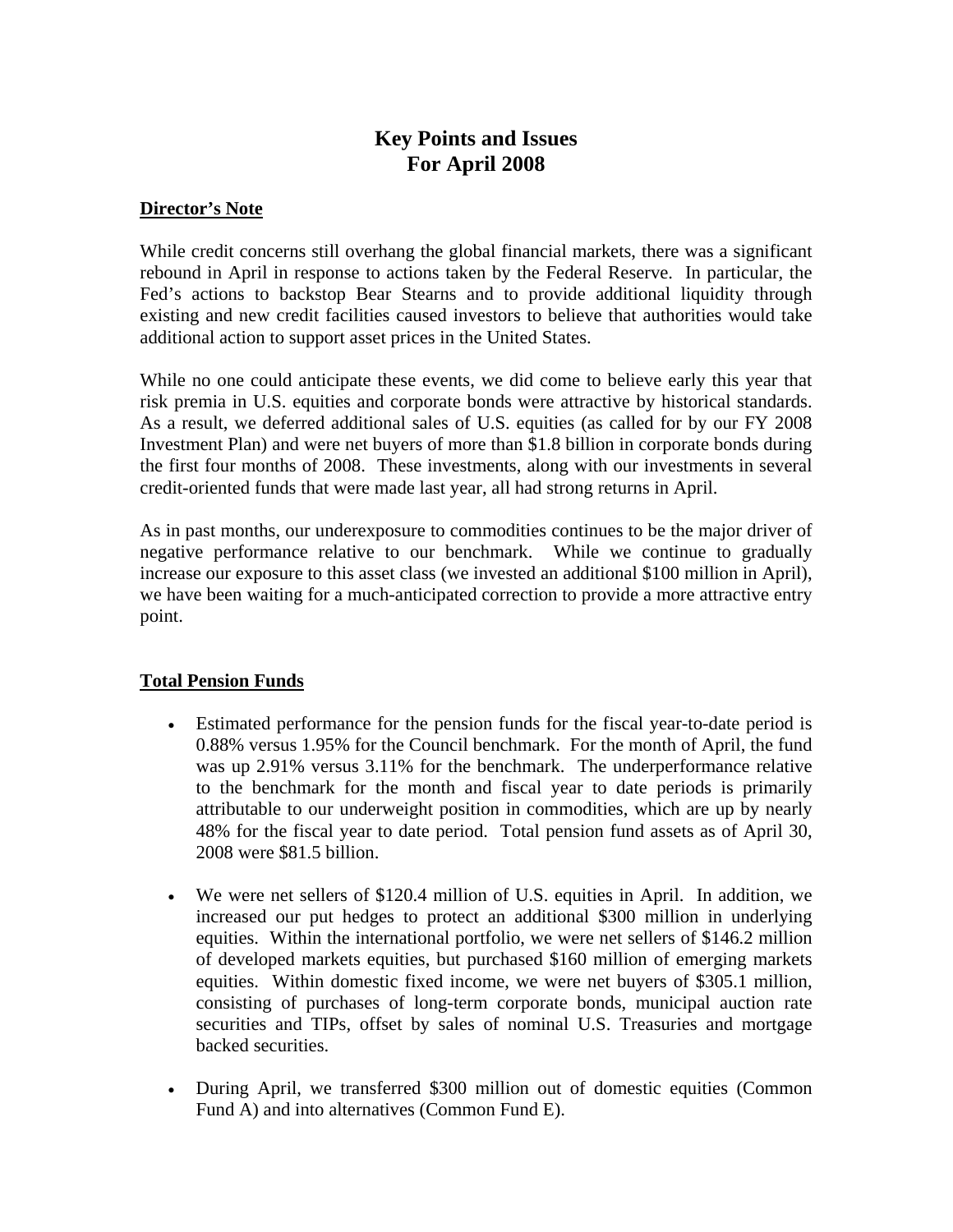# Key Points and Issues For April 2008

## Director's Note

While credit concerns still overhang the global financial markets, there was a significant rebound in April in response to actions taken by the Federal Reserve. In particular, the Fed's actions to backstop Bear Stearns and to provide additional liquidity through existing and new credit facilities caused investors to believe that authorities would take additional action to support asset prices in the United States.

While no one could anticipate these events, we did come to believe early this year that risk premia in U.S. equities and corporate bonds were attractive by historical standards. As a result, we deferred additional sales of U.S. equities (as called for by our FY 2008 Investment Plan) and were net buyers of more than $1.8 billion in corporate bonds during the first four months of 2008. These investments, along with our investments in several credit-oriented funds that were made last year, all had strong returns in April.

As in past months, our underexposure to commodities continues to be the major driver of negative performance relative to our benchmark. While we continue to gradually increase our exposure to this asset class (we invested an additional $100 million in April), we have been waiting for a much-anticipated correction to provide a more attractive entry point.

## Total Pension Funds

- Estimated performance for the pension funds for the fiscal year-to-date period is 0.88% versus 1.95% for the Council benchmark. For the month of April, the fund was up 2.91% versus 3.11% for the benchmark. The underperformance relative to the benchmark for the month and fiscal year to date periods is primarily attributable to our underweight position in commodities, which are up by nearly 48% for the fiscal year to date period. Total pension fund assets as of April 30, 2008 were $81.5 billion.
- We were net sellers of $120.4 million of U.S. equities in April. In addition, we increased our put hedges to protect an additional $300 million in underlying equities. Within the international portfolio, we were net sellers of $146.2 million of developed markets equities, but purchased $160 million of emerging markets equities. Within domestic fixed income, we were net buyers of $305.1 million, consisting of purchases of long-term corporate bonds, municipal auction rate securities and TIPs, offset by sales of nominal U.S. Treasuries and mortgage backed securities.
- During April, we transferred $300 million out of domestic equities (Common Fund A) and into alternatives (Common Fund E).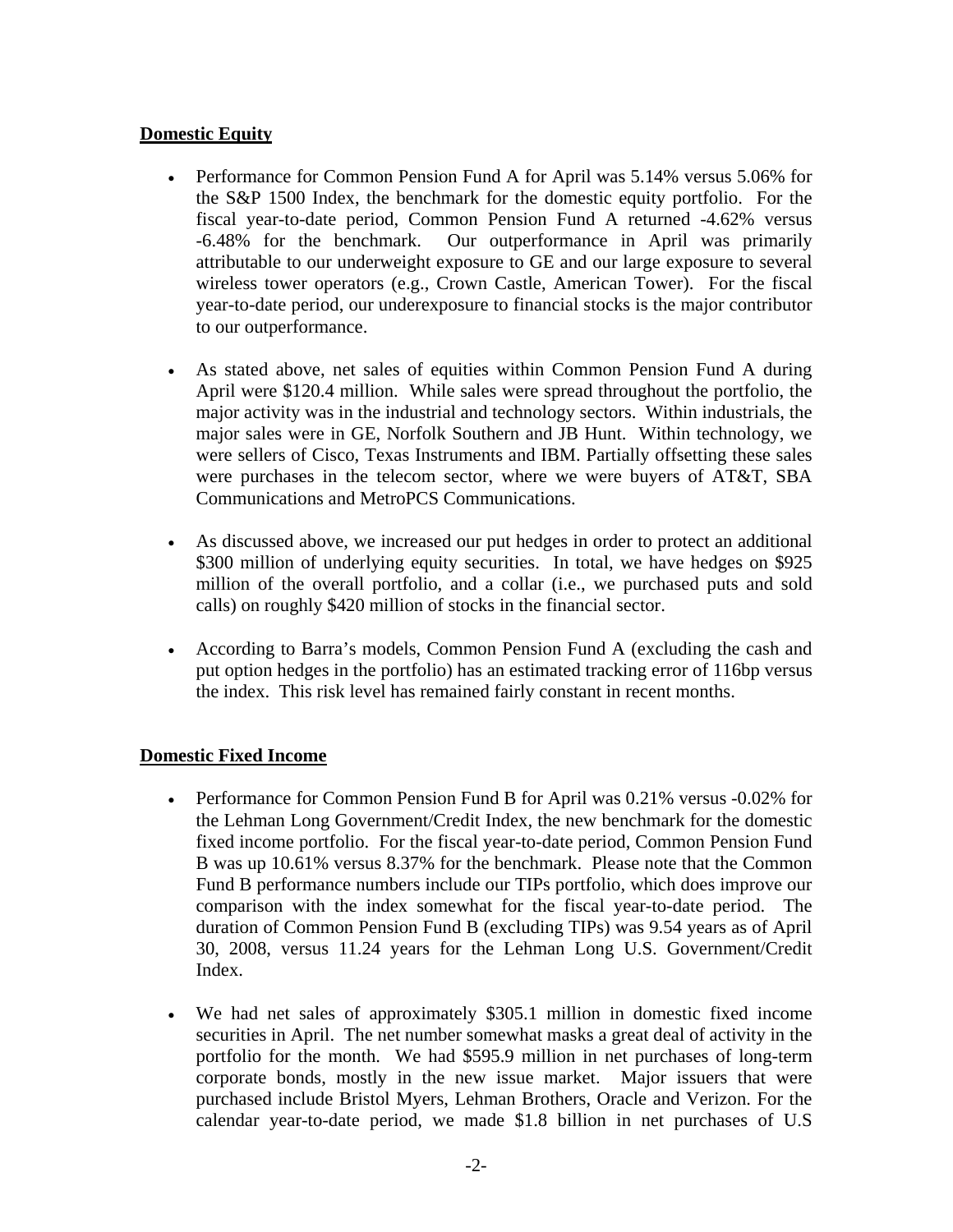## Domestic Equity

- Performance for Common Pension Fund A for April was 5.14% versus 5.06% for the S&P 1500 Index, the benchmark for the domestic equity portfolio. For the fiscal year-to-date period, Common Pension Fund A returned -4.62% versus -6.48% for the benchmark. Our outperformance in April was primarily attributable to our underweight exposure to GE and our large exposure to several wireless tower operators (e.g., Crown Castle, American Tower). For the fiscal year-to-date period, our underexposure to financial stocks is the major contributor to our outperformance.

- As stated above, net sales of equities within Common Pension Fund A during April were $120.4 million. While sales were spread throughout the portfolio, the major activity was in the industrial and technology sectors. Within industrials, the major sales were in GE, Norfolk Southern and JB Hunt. Within technology, we were sellers of Cisco, Texas Instruments and IBM. Partially offsetting these sales were purchases in the telecom sector, where we were buyers of AT&T, SBA Communications and MetroPCS Communications.

- As discussed above, we increased our put hedges in order to protect an additional $300 million of underlying equity securities. In total, we have hedges on $925 million of the overall portfolio, and a collar (i.e., we purchased puts and sold calls) on roughly $420 million of stocks in the financial sector.

- According to Barra's models, Common Pension Fund A (excluding the cash and put option hedges in the portfolio) has an estimated tracking error of 116bp versus the index. This risk level has remained fairly constant in recent months.

## Domestic Fixed Income

- Performance for Common Pension Fund B for April was 0.21% versus -0.02% for the Lehman Long Government/Credit Index, the new benchmark for the domestic fixed income portfolio. For the fiscal year-to-date period, Common Pension Fund B was up 10.61% versus 8.37% for the benchmark. Please note that the Common Fund B performance numbers include our TIPs portfolio, which does improve our comparison with the index somewhat for the fiscal year-to-date period. The duration of Common Pension Fund B (excluding TIPs) was 9.54 years as of April 30, 2008, versus 11.24 years for the Lehman Long U.S. Government/Credit Index.

- We had net sales of approximately $305.1 million in domestic fixed income securities in April. The net number somewhat masks a great deal of activity in the portfolio for the month. We had $595.9 million in net purchases of long-term corporate bonds, mostly in the new issue market. Major issuers that were purchased include Bristol Myers, Lehman Brothers, Oracle and Verizon. For the calendar year-to-date period, we made $1.8 billion in net purchases of U.S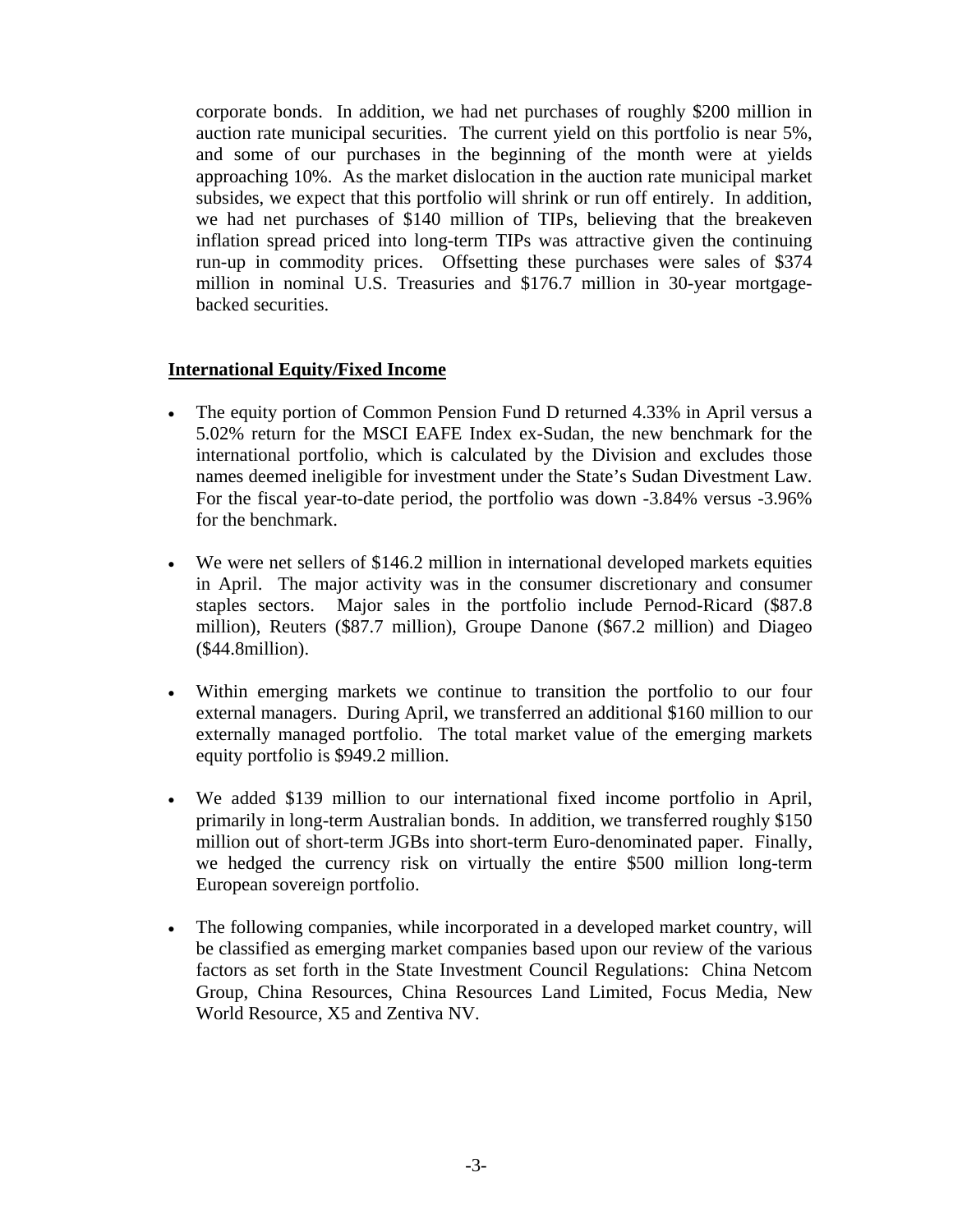corporate bonds. In addition, we had net purchases of roughly $200 million in auction rate municipal securities. The current yield on this portfolio is near 5%, and some of our purchases in the beginning of the month were at yields approaching 10%. As the market dislocation in the auction rate municipal market subsides, we expect that this portfolio will shrink or run off entirely. In addition, we had net purchases of $140 million of TIPs, believing that the breakeven inflation spread priced into long-term TIPs was attractive given the continuing run-up in commodity prices. Offsetting these purchases were sales of $374 million in nominal U.S. Treasuries and $176.7 million in 30-year mortgage-backed securities.

## International Equity/Fixed Income

- The equity portion of Common Pension Fund D returned 4.33% in April versus a 5.02% return for the MSCI EAFE Index ex-Sudan, the new benchmark for the international portfolio, which is calculated by the Division and excludes those names deemed ineligible for investment under the State's Sudan Divestment Law. For the fiscal year-to-date period, the portfolio was down -3.84% versus -3.96% for the benchmark.

- We were net sellers of $146.2 million in international developed markets equities in April. The major activity was in the consumer discretionary and consumer staples sectors. Major sales in the portfolio include Pernod-Ricard ($87.8 million), Reuters ($87.7 million), Groupe Danone ($67.2 million) and Diageo ($44.8million).

- Within emerging markets we continue to transition the portfolio to our four external managers. During April, we transferred an additional $160 million to our externally managed portfolio. The total market value of the emerging markets equity portfolio is $949.2 million.

- We added $139 million to our international fixed income portfolio in April, primarily in long-term Australian bonds. In addition, we transferred roughly $150 million out of short-term JGBs into short-term Euro-denominated paper. Finally, we hedged the currency risk on virtually the entire $500 million long-term European sovereign portfolio.

- The following companies, while incorporated in a developed market country, will be classified as emerging market companies based upon our review of the various factors as set forth in the State Investment Council Regulations: China Netcom Group, China Resources, China Resources Land Limited, Focus Media, New World Resource, X5 and Zentiva NV.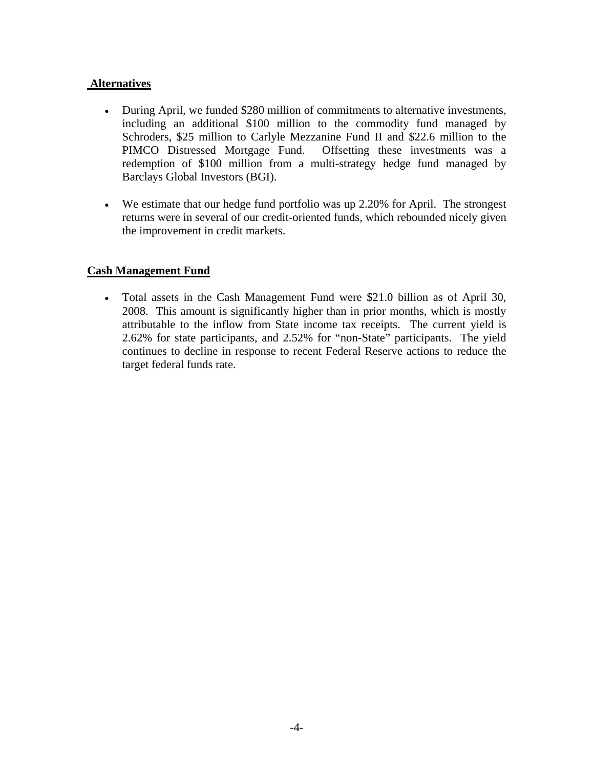**Alternatives**

- During April, we funded $280 million of commitments to alternative investments, including an additional $100 million to the commodity fund managed by Schroders, $25 million to Carlyle Mezzanine Fund II and $22.6 million to the PIMCO Distressed Mortgage Fund. Offsetting these investments was a redemption of $100 million from a multi-strategy hedge fund managed by Barclays Global Investors (BGI).

- We estimate that our hedge fund portfolio was up 2.20% for April. The strongest returns were in several of our credit-oriented funds, which rebounded nicely given the improvement in credit markets.

**Cash Management Fund**

- Total assets in the Cash Management Fund were $21.0 billion as of April 30, 2008. This amount is significantly higher than in prior months, which is mostly attributable to the inflow from State income tax receipts. The current yield is 2.62% for state participants, and 2.52% for "non-State" participants. The yield continues to decline in response to recent Federal Reserve actions to reduce the target federal funds rate.